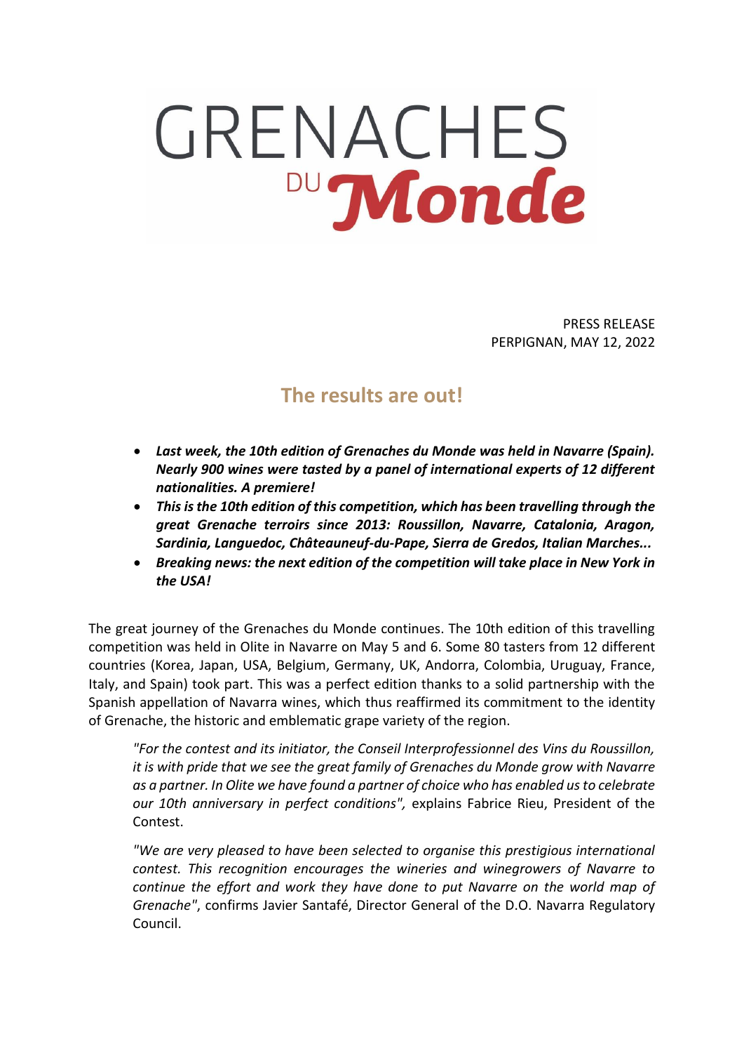# GRENACHES DU Monde

PRESS RELEASE
PERPIGNAN, MAY 12, 2022

## The results are out!

- ***Last week, the 10th edition of Grenaches du Monde was held in Navarre (Spain). Nearly 900 wines were tasted by a panel of international experts of 12 different nationalities. A premiere!***
- ***This is the 10th edition of this competition, which has been travelling through the great Grenache terroirs since 2013: Roussillon, Navarre, Catalonia, Aragon, Sardinia, Languedoc, Châteauneuf-du-Pape, Sierra de Gredos, Italian Marches...***
- ***Breaking news: the next edition of the competition will take place in New York in the USA!***

The great journey of the Grenaches du Monde continues. The 10th edition of this travelling competition was held in Olite in Navarre on May 5 and 6. Some 80 tasters from 12 different countries (Korea, Japan, USA, Belgium, Germany, UK, Andorra, Colombia, Uruguay, France, Italy, and Spain) took part. This was a perfect edition thanks to a solid partnership with the Spanish appellation of Navarra wines, which thus reaffirmed its commitment to the identity of Grenache, the historic and emblematic grape variety of the region.

> *"For the contest and its initiator, the Conseil Interprofessionnel des Vins du Roussillon, it is with pride that we see the great family of Grenaches du Monde grow with Navarre as a partner. In Olite we have found a partner of choice who has enabled us to celebrate our 10th anniversary in perfect conditions",* explains Fabrice Rieu, President of the Contest.

> *"We are very pleased to have been selected to organise this prestigious international contest. This recognition encourages the wineries and winegrowers of Navarre to continue the effort and work they have done to put Navarre on the world map of Grenache"*, confirms Javier Santafé, Director General of the D.O. Navarra Regulatory Council.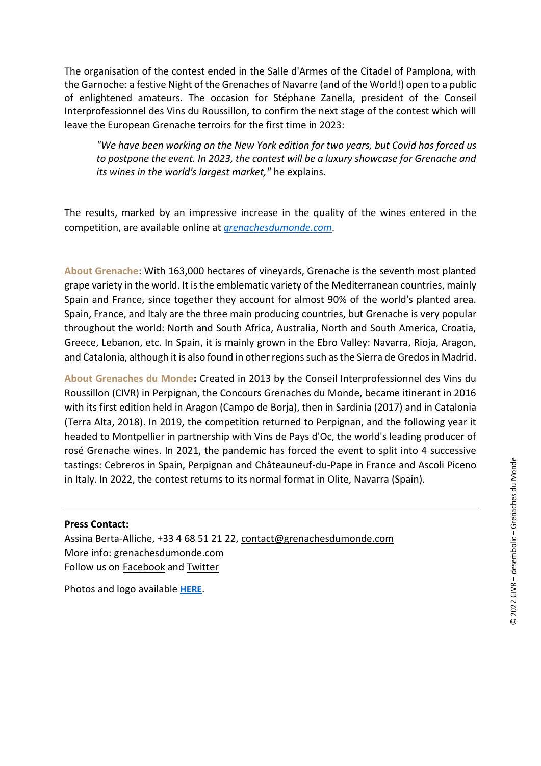The organisation of the contest ended in the Salle d'Armes of the Citadel of Pamplona, with the Garnoche: a festive Night of the Grenaches of Navarre (and of the World!) open to a public of enlightened amateurs. The occasion for Stéphane Zanella, president of the Conseil Interprofessionnel des Vins du Roussillon, to confirm the next stage of the contest which will leave the European Grenache terroirs for the first time in 2023:

> *"We have been working on the New York edition for two years, but Covid has forced us to postpone the event. In 2023, the contest will be a luxury showcase for Grenache and its wines in the world's largest market,"* he explains.

The results, marked by an impressive increase in the quality of the wines entered in the competition, are available online at *grenachesdumonde.com*.

**About Grenache**: With 163,000 hectares of vineyards, Grenache is the seventh most planted grape variety in the world. It is the emblematic variety of the Mediterranean countries, mainly Spain and France, since together they account for almost 90% of the world's planted area. Spain, France, and Italy are the three main producing countries, but Grenache is very popular throughout the world: North and South Africa, Australia, North and South America, Croatia, Greece, Lebanon, etc. In Spain, it is mainly grown in the Ebro Valley: Navarra, Rioja, Aragon, and Catalonia, although it is also found in other regions such as the Sierra de Gredos in Madrid.

**About Grenaches du Monde:** Created in 2013 by the Conseil Interprofessionnel des Vins du Roussillon (CIVR) in Perpignan, the Concours Grenaches du Monde, became itinerant in 2016 with its first edition held in Aragon (Campo de Borja), then in Sardinia (2017) and in Catalonia (Terra Alta, 2018). In 2019, the competition returned to Perpignan, and the following year it headed to Montpellier in partnership with Vins de Pays d'Oc, the world's leading producer of rosé Grenache wines. In 2021, the pandemic has forced the event to split into 4 successive tastings: Cebreros in Spain, Perpignan and Châteauneuf-du-Pape in France and Ascoli Piceno in Italy. In 2022, the contest returns to its normal format in Olite, Navarra (Spain).

---

**Press Contact:**
Assina Berta-Alliche, +33 4 68 51 21 22, contact@grenachesdumonde.com
More info: grenachesdumonde.com
Follow us on Facebook and Twitter

Photos and logo available **HERE**.

© 2022 CIVR – desembolic – Grenaches du Monde